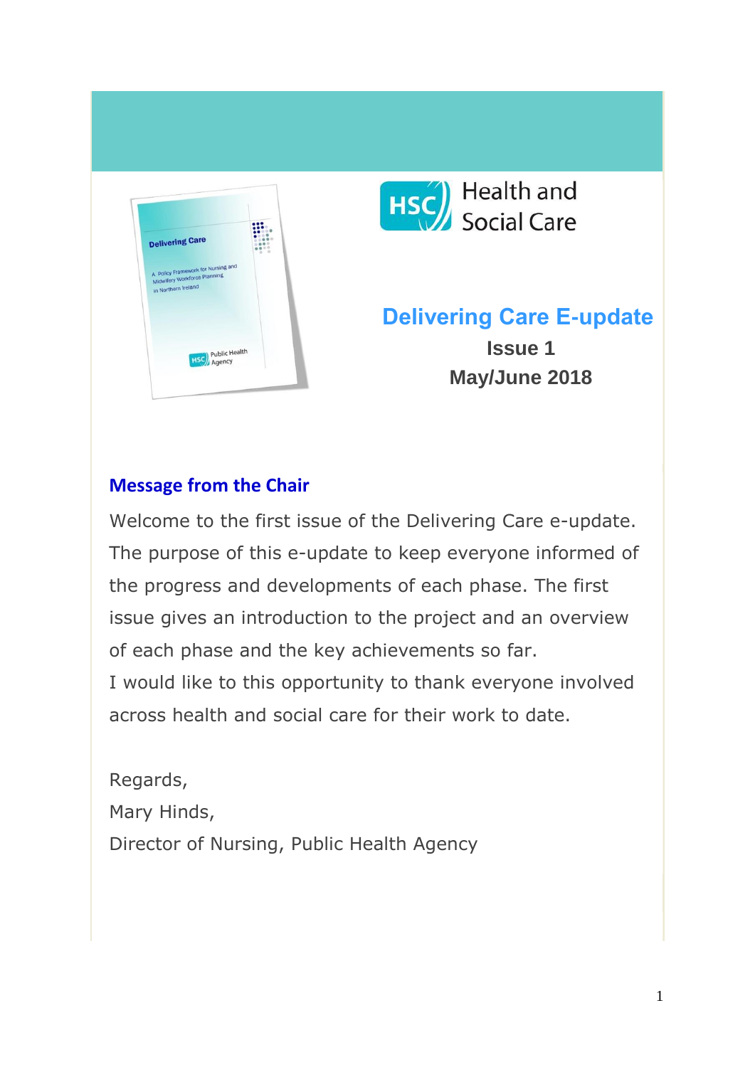Health and Social Care

# Delivering Care E-update

**Issue 1**

**May/June 2018**

## Message from the Chair

Welcome to the first issue of the Delivering Care e-update. The purpose of this e-update to keep everyone informed of the progress and developments of each phase. The first issue gives an introduction to the project and an overview of each phase and the key achievements so far.

I would like to this opportunity to thank everyone involved across health and social care for their work to date.

Regards,

Mary Hinds,

Director of Nursing, Public Health Agency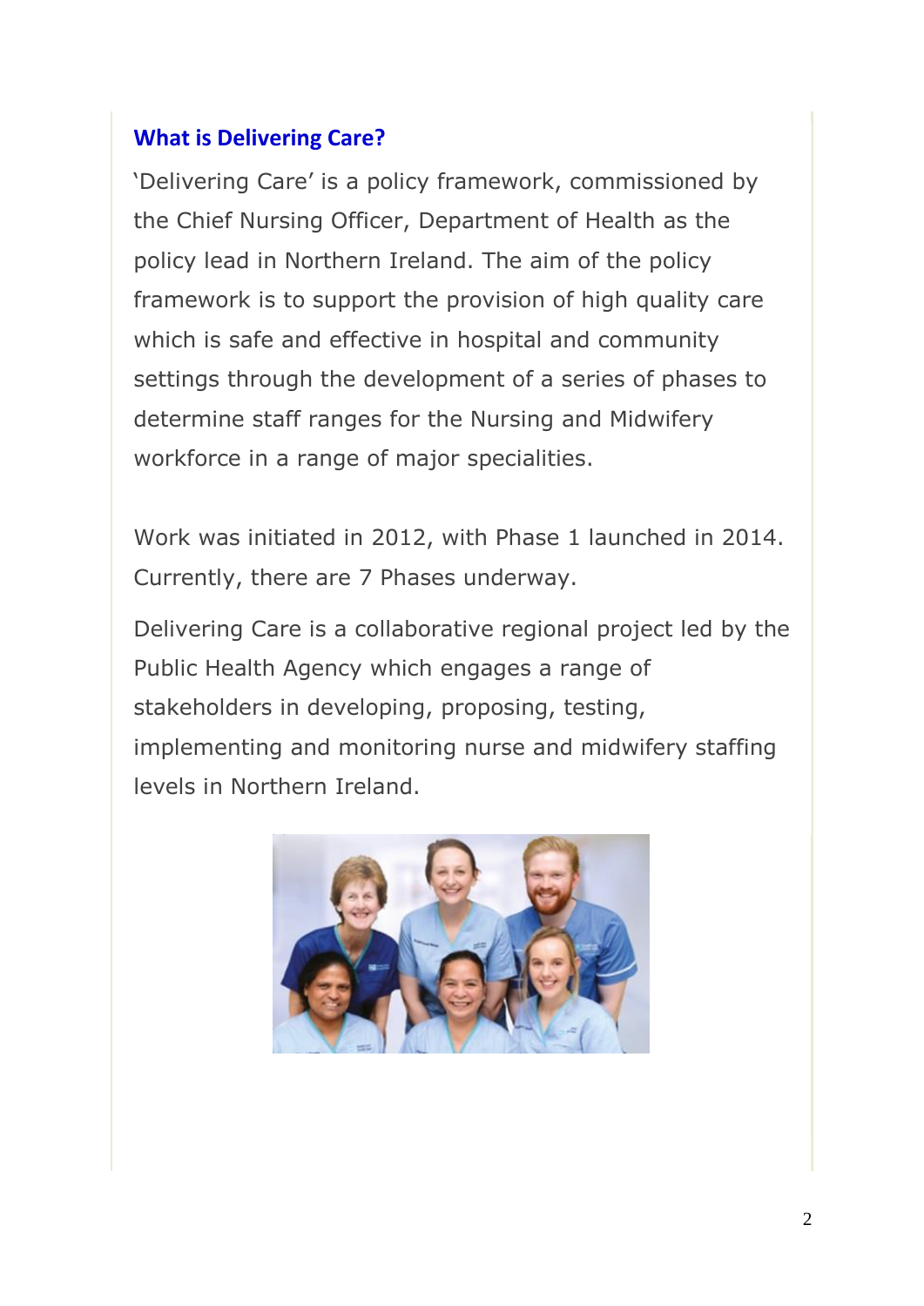## What is Delivering Care?

'Delivering Care' is a policy framework, commissioned by the Chief Nursing Officer, Department of Health as the policy lead in Northern Ireland. The aim of the policy framework is to support the provision of high quality care which is safe and effective in hospital and community settings through the development of a series of phases to determine staff ranges for the Nursing and Midwifery workforce in a range of major specialities.

Work was initiated in 2012, with Phase 1 launched in 2014. Currently, there are 7 Phases underway.

Delivering Care is a collaborative regional project led by the Public Health Agency which engages a range of stakeholders in developing, proposing, testing, implementing and monitoring nurse and midwifery staffing levels in Northern Ireland.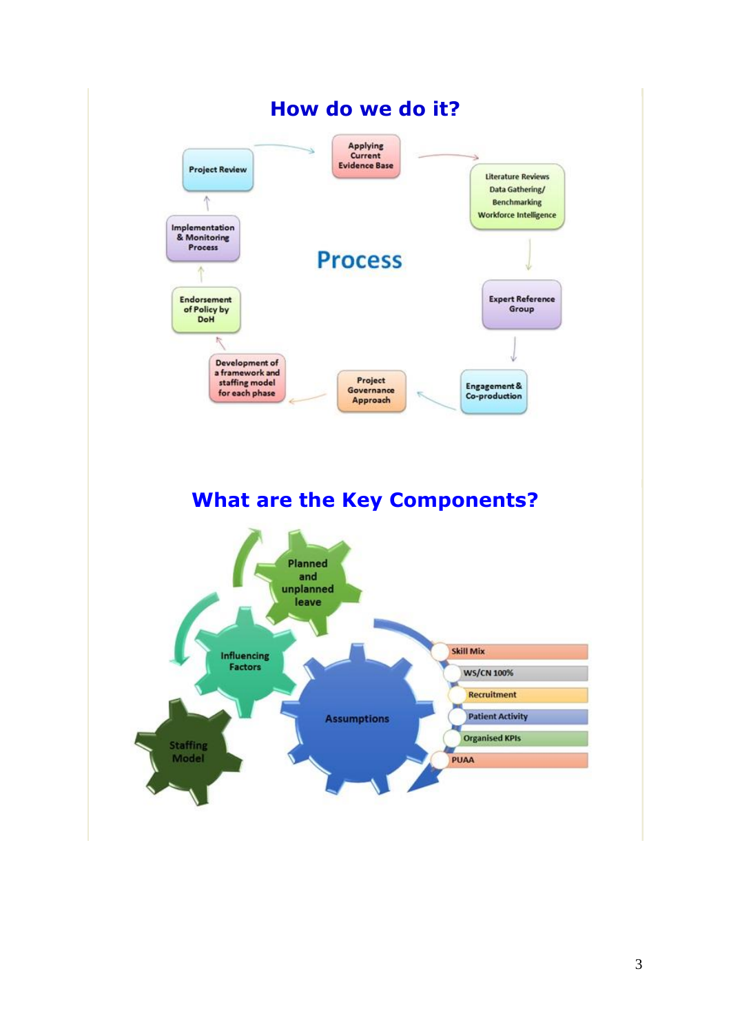## How do we do it?

**Process**

- Applying Current Evidence Base
- Literature Reviews Data Gathering/ Benchmarking Workforce Intelligence
- Expert Reference Group
- Engagement & Co-production
- Project Governance Approach
- Development of a framework and staffing model for each phase
- Endorsement of Policy by DoH
- Implementation & Monitoring Process
- Project Review

## What are the Key Components?

- Planned and unplanned leave
- Influencing Factors
- Staffing Model
- Assumptions
  - Skill Mix
  - WS/CN 100%
  - Recruitment
  - Patient Activity
  - Organised KPIs
  - PUAA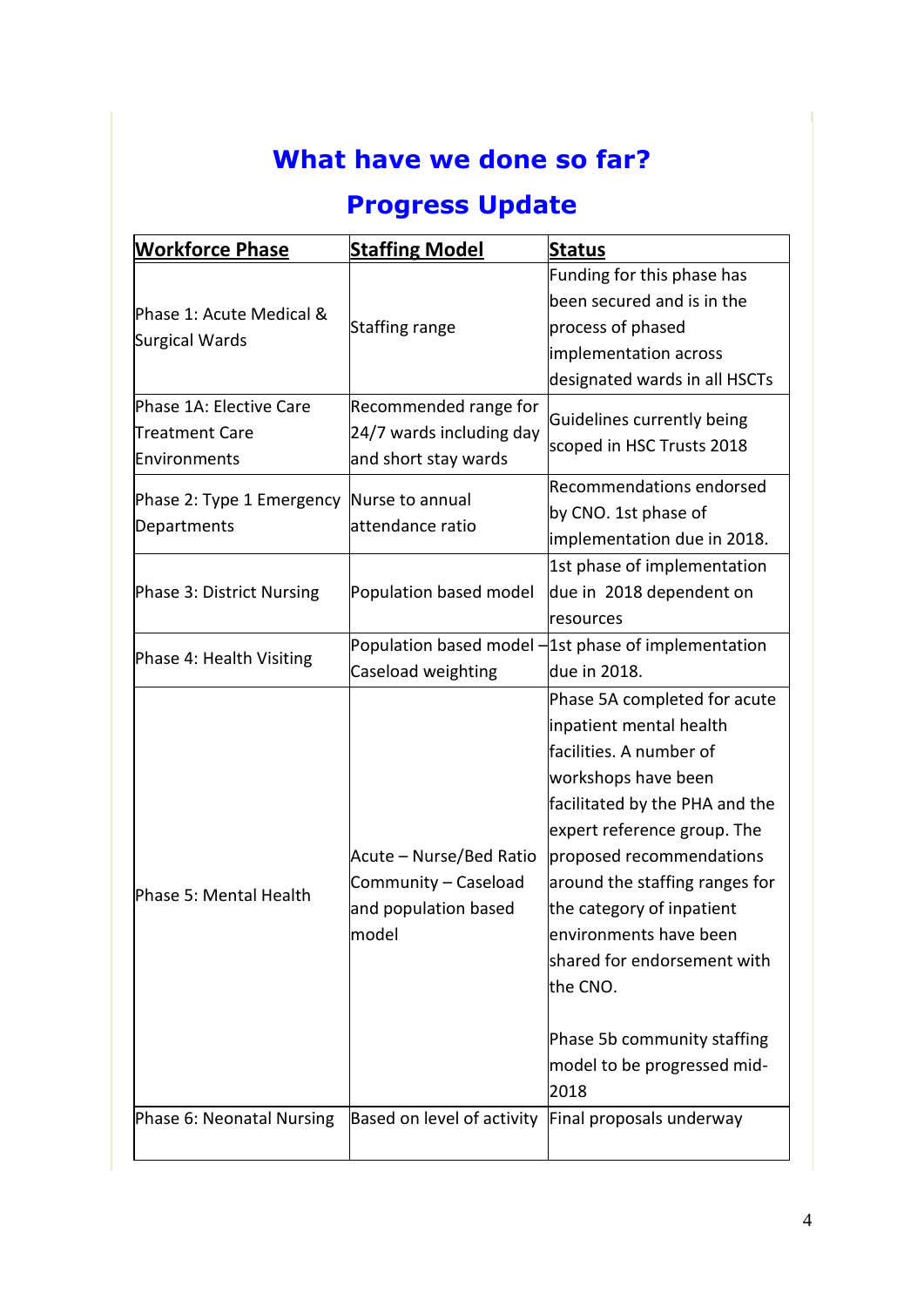## What have we done so far?

## Progress Update

| Workforce Phase | Staffing Model | Status |
|---|---|---|
| Phase 1: Acute Medical & Surgical Wards | Staffing range | Funding for this phase has been secured and is in the process of phased implementation across designated wards in all HSCTs |
| Phase 1A: Elective Care Treatment Care Environments | Recommended range for 24/7 wards including day and short stay wards | Guidelines currently being scoped in HSC Trusts 2018 |
| Phase 2: Type 1 Emergency Departments | Nurse to annual attendance ratio | Recommendations endorsed by CNO. 1st phase of implementation due in 2018. |
| Phase 3: District Nursing | Population based model | 1st phase of implementation due in 2018 dependent on resources |
| Phase 4: Health Visiting | Population based model – Caseload weighting | 1st phase of implementation due in 2018. |
| Phase 5: Mental Health | Acute – Nurse/Bed Ratio Community – Caseload and population based model | Phase 5A completed for acute inpatient mental health facilities. A number of workshops have been facilitated by the PHA and the expert reference group. The proposed recommendations around the staffing ranges for the category of inpatient environments have been shared for endorsement with the CNO.<br><br>Phase 5b community staffing model to be progressed mid-2018 |
| Phase 6: Neonatal Nursing | Based on level of activity | Final proposals underway |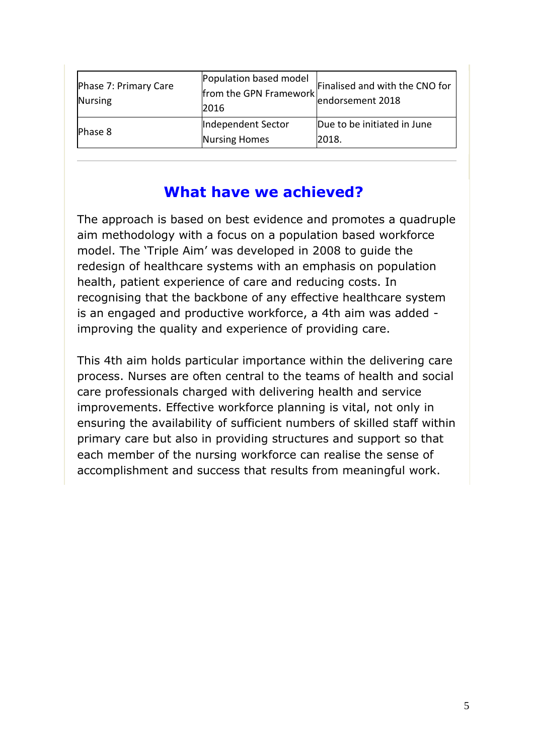| | | |
|---|---|---|
| Phase 7: Primary Care Nursing | Population based model from the GPN Framework 2016 | Finalised and with the CNO for endorsement 2018 |
| Phase 8 | Independent Sector Nursing Homes | Due to be initiated in June 2018. |

## What have we achieved?

The approach is based on best evidence and promotes a quadruple aim methodology with a focus on a population based workforce model. The 'Triple Aim' was developed in 2008 to guide the redesign of healthcare systems with an emphasis on population health, patient experience of care and reducing costs. In recognising that the backbone of any effective healthcare system is an engaged and productive workforce, a 4th aim was added - improving the quality and experience of providing care.

This 4th aim holds particular importance within the delivering care process. Nurses are often central to the teams of health and social care professionals charged with delivering health and service improvements. Effective workforce planning is vital, not only in ensuring the availability of sufficient numbers of skilled staff within primary care but also in providing structures and support so that each member of the nursing workforce can realise the sense of accomplishment and success that results from meaningful work.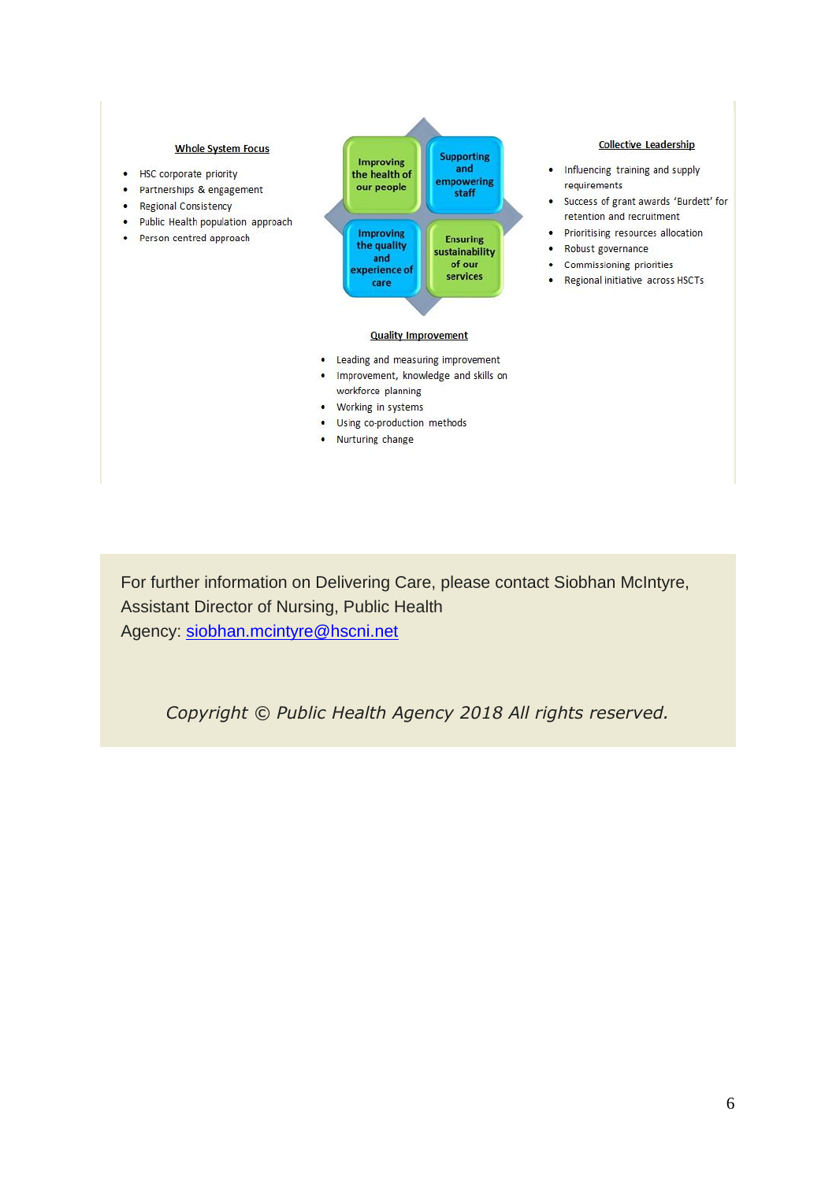**Whole System Focus**

- HSC corporate priority
- Partnerships & engagement
- Regional Consistency
- Public Health population approach
- Person centred approach

Improving the health of our people

Supporting and empowering staff

Improving the quality and experience of care

Ensuring sustainability of our services

**Collective Leadership**

- Influencing training and supply requirements
- Success of grant awards 'Burdett' for retention and recruitment
- Prioritising resources allocation
- Robust governance
- Commissioning priorities
- Regional initiative across HSCTs

**Quality Improvement**

- Leading and measuring improvement
- Improvement, knowledge and skills on workforce planning
- Working in systems
- Using co-production methods
- Nurturing change

For further information on Delivering Care, please contact Siobhan McIntyre, Assistant Director of Nursing, Public Health Agency: siobhan.mcintyre@hscni.net

*Copyright © Public Health Agency 2018 All rights reserved.*